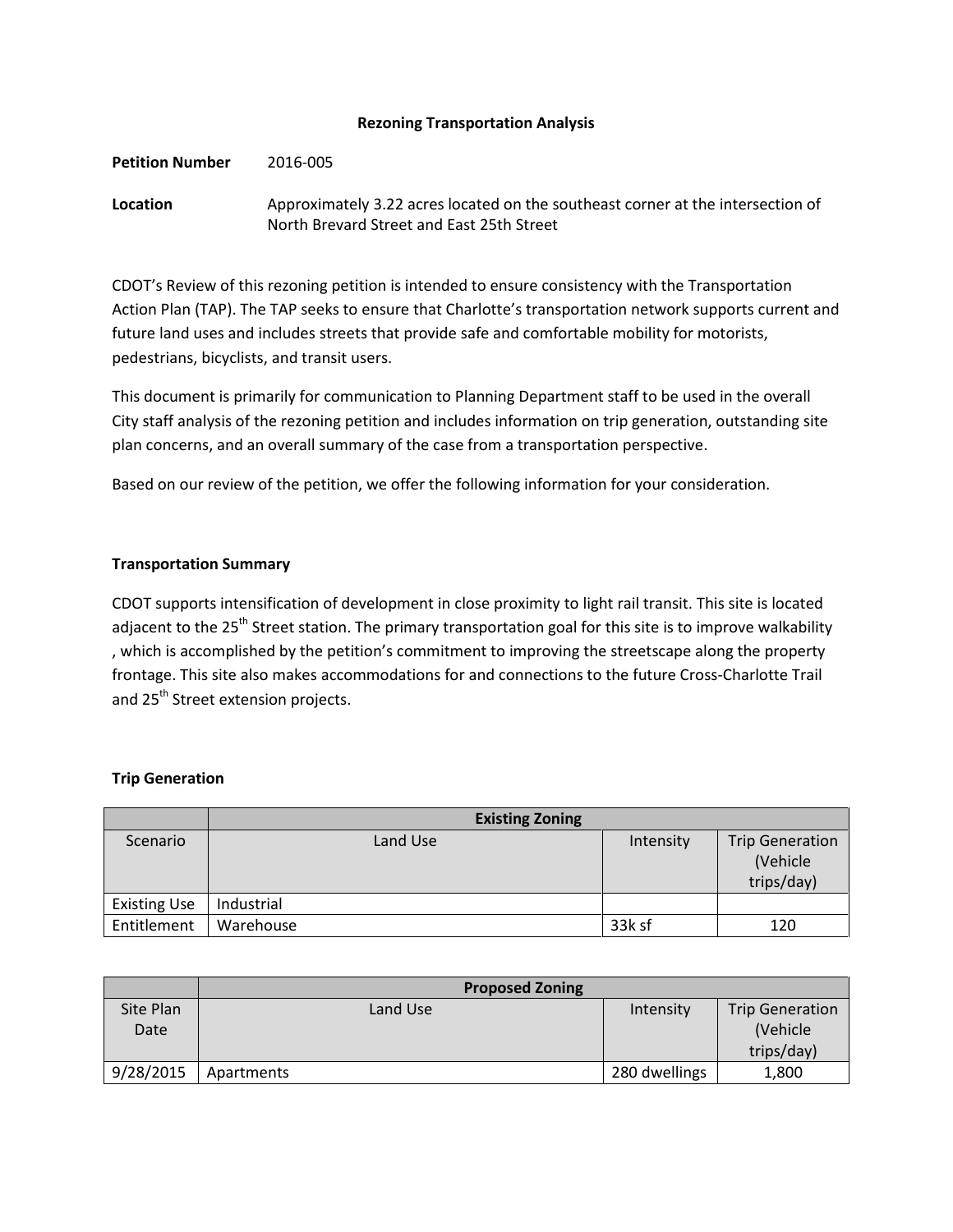# Rezoning Transportation Analysis

**Petition Number** 2016-005

**Location** Approximately 3.22 acres located on the southeast corner at the intersection of North Brevard Street and East 25th Street

CDOT's Review of this rezoning petition is intended to ensure consistency with the Transportation Action Plan (TAP). The TAP seeks to ensure that Charlotte's transportation network supports current and future land uses and includes streets that provide safe and comfortable mobility for motorists, pedestrians, bicyclists, and transit users.

This document is primarily for communication to Planning Department staff to be used in the overall City staff analysis of the rezoning petition and includes information on trip generation, outstanding site plan concerns, and an overall summary of the case from a transportation perspective.

Based on our review of the petition, we offer the following information for your consideration.

## Transportation Summary

CDOT supports intensification of development in close proximity to light rail transit. This site is located adjacent to the 25th Street station. The primary transportation goal for this site is to improve walkability , which is accomplished by the petition's commitment to improving the streetscape along the property frontage. This site also makes accommodations for and connections to the future Cross-Charlotte Trail and 25th Street extension projects.

## Trip Generation

| | Existing Zoning | | |
|---|---|---|---|
| Scenario | Land Use | Intensity | Trip Generation (Vehicle trips/day) |
| Existing Use | Industrial | | |
| Entitlement | Warehouse | 33k sf | 120 |

| | Proposed Zoning | | |
|---|---|---|---|
| Site Plan Date | Land Use | Intensity | Trip Generation (Vehicle trips/day) |
| 9/28/2015 | Apartments | 280 dwellings | 1,800 |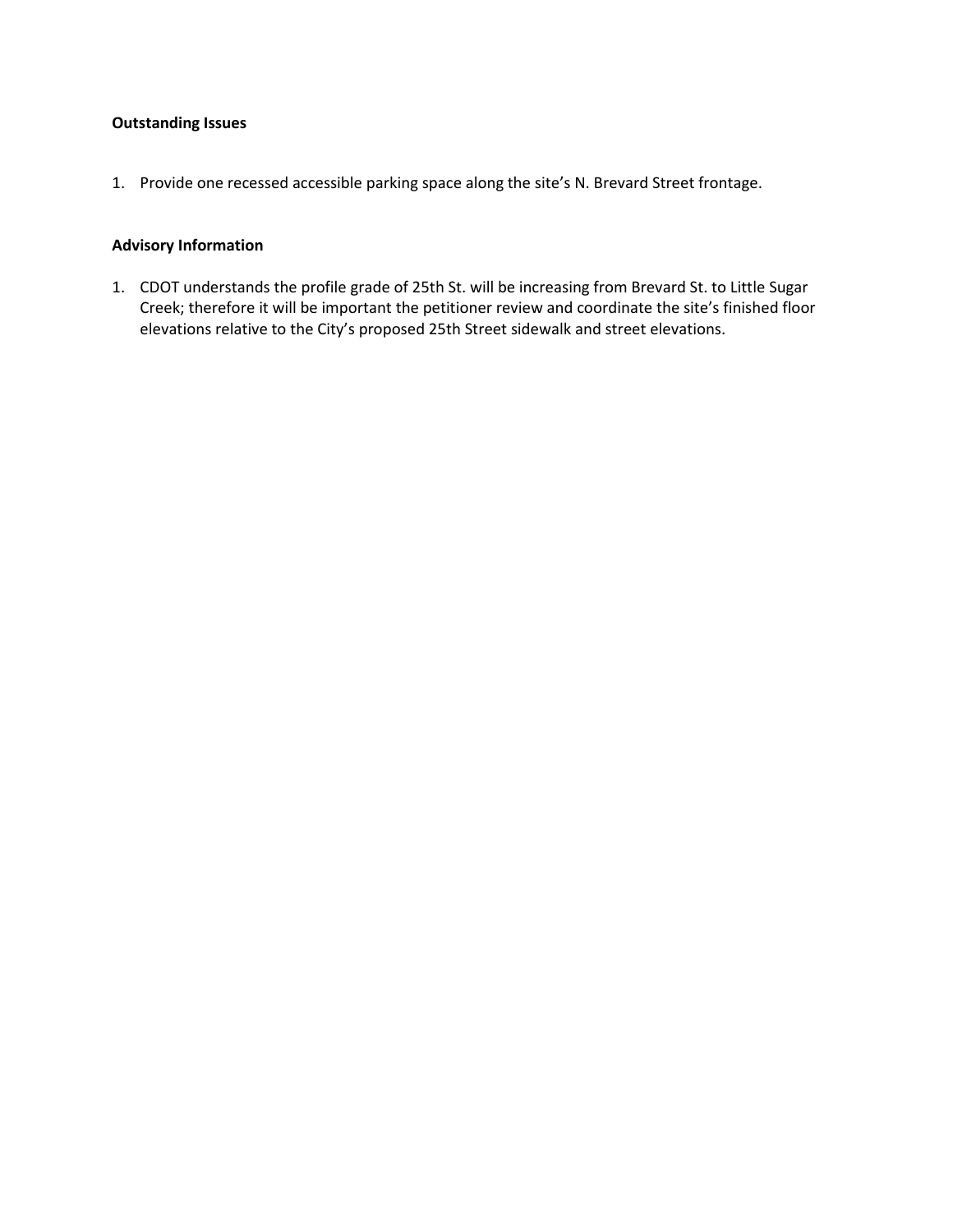**Outstanding Issues**

1. Provide one recessed accessible parking space along the site's N. Brevard Street frontage.

**Advisory Information**

1. CDOT understands the profile grade of 25th St. will be increasing from Brevard St. to Little Sugar Creek; therefore it will be important the petitioner review and coordinate the site's finished floor elevations relative to the City's proposed 25th Street sidewalk and street elevations.